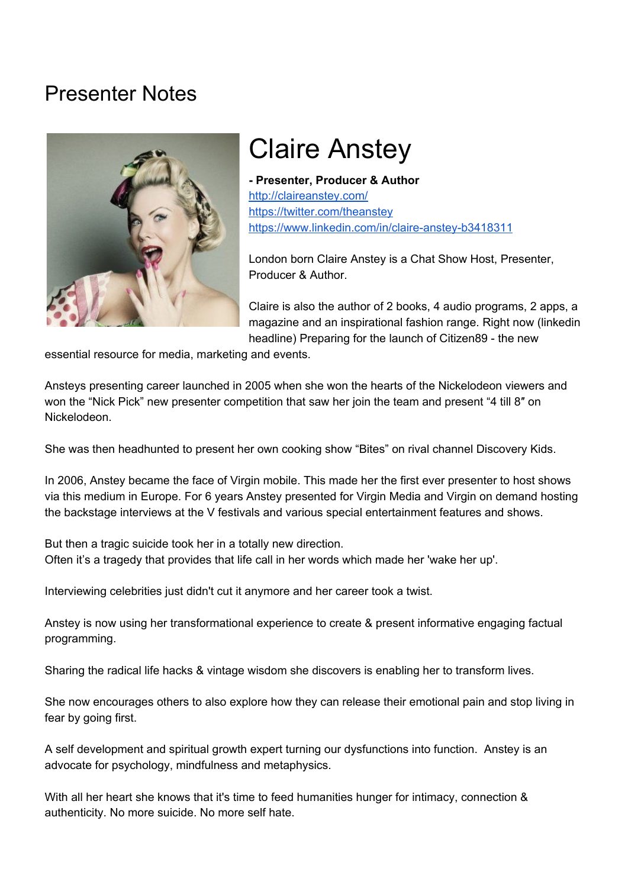# Presenter Notes

## Claire Anstey

**- Presenter, Producer & Author**
http://claireanstey.com/
https://twitter.com/theanstey
https://www.linkedin.com/in/claire-anstey-b3418311

London born Claire Anstey is a Chat Show Host, Presenter, Producer & Author.

Claire is also the author of 2 books, 4 audio programs, 2 apps, a magazine and an inspirational fashion range. Right now (linkedin headline) Preparing for the launch of Citizen89 - the new essential resource for media, marketing and events.

Ansteys presenting career launched in 2005 when she won the hearts of the Nickelodeon viewers and won the "Nick Pick" new presenter competition that saw her join the team and present "4 till 8″ on Nickelodeon.

She was then headhunted to present her own cooking show "Bites" on rival channel Discovery Kids.

In 2006, Anstey became the face of Virgin mobile. This made her the first ever presenter to host shows via this medium in Europe. For 6 years Anstey presented for Virgin Media and Virgin on demand hosting the backstage interviews at the V festivals and various special entertainment features and shows.

But then a tragic suicide took her in a totally new direction.
Often it's a tragedy that provides that life call in her words which made her 'wake her up'.

Interviewing celebrities just didn't cut it anymore and her career took a twist.

Anstey is now using her transformational experience to create & present informative engaging factual programming.

Sharing the radical life hacks & vintage wisdom she discovers is enabling her to transform lives.

She now encourages others to also explore how they can release their emotional pain and stop living in fear by going first.

A self development and spiritual growth expert turning our dysfunctions into function. Anstey is an advocate for psychology, mindfulness and metaphysics.

With all her heart she knows that it's time to feed humanities hunger for intimacy, connection & authenticity. No more suicide. No more self hate.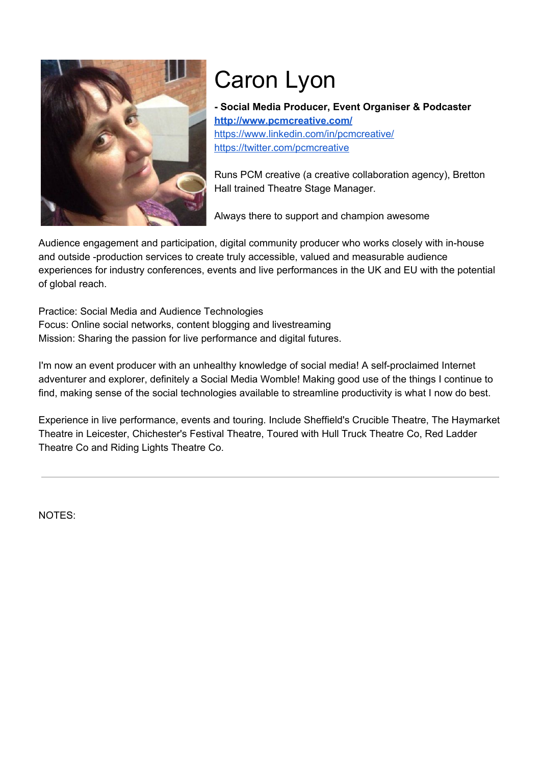# Caron Lyon

**- Social Media Producer, Event Organiser & Podcaster**
**http://www.pcmcreative.com/**
https://www.linkedin.com/in/pcmcreative/
https://twitter.com/pcmcreative

Runs PCM creative (a creative collaboration agency), Bretton Hall trained Theatre Stage Manager.

Always there to support and champion awesome

Audience engagement and participation, digital community producer who works closely with in-house and outside -production services to create truly accessible, valued and measurable audience experiences for industry conferences, events and live performances in the UK and EU with the potential of global reach.

Practice: Social Media and Audience Technologies
Focus: Online social networks, content blogging and livestreaming
Mission: Sharing the passion for live performance and digital futures.

I'm now an event producer with an unhealthy knowledge of social media! A self-proclaimed Internet adventurer and explorer, definitely a Social Media Womble! Making good use of the things I continue to find, making sense of the social technologies available to streamline productivity is what I now do best.

Experience in live performance, events and touring. Include Sheffield's Crucible Theatre, The Haymarket Theatre in Leicester, Chichester's Festival Theatre, Toured with Hull Truck Theatre Co, Red Ladder Theatre Co and Riding Lights Theatre Co.

---

NOTES: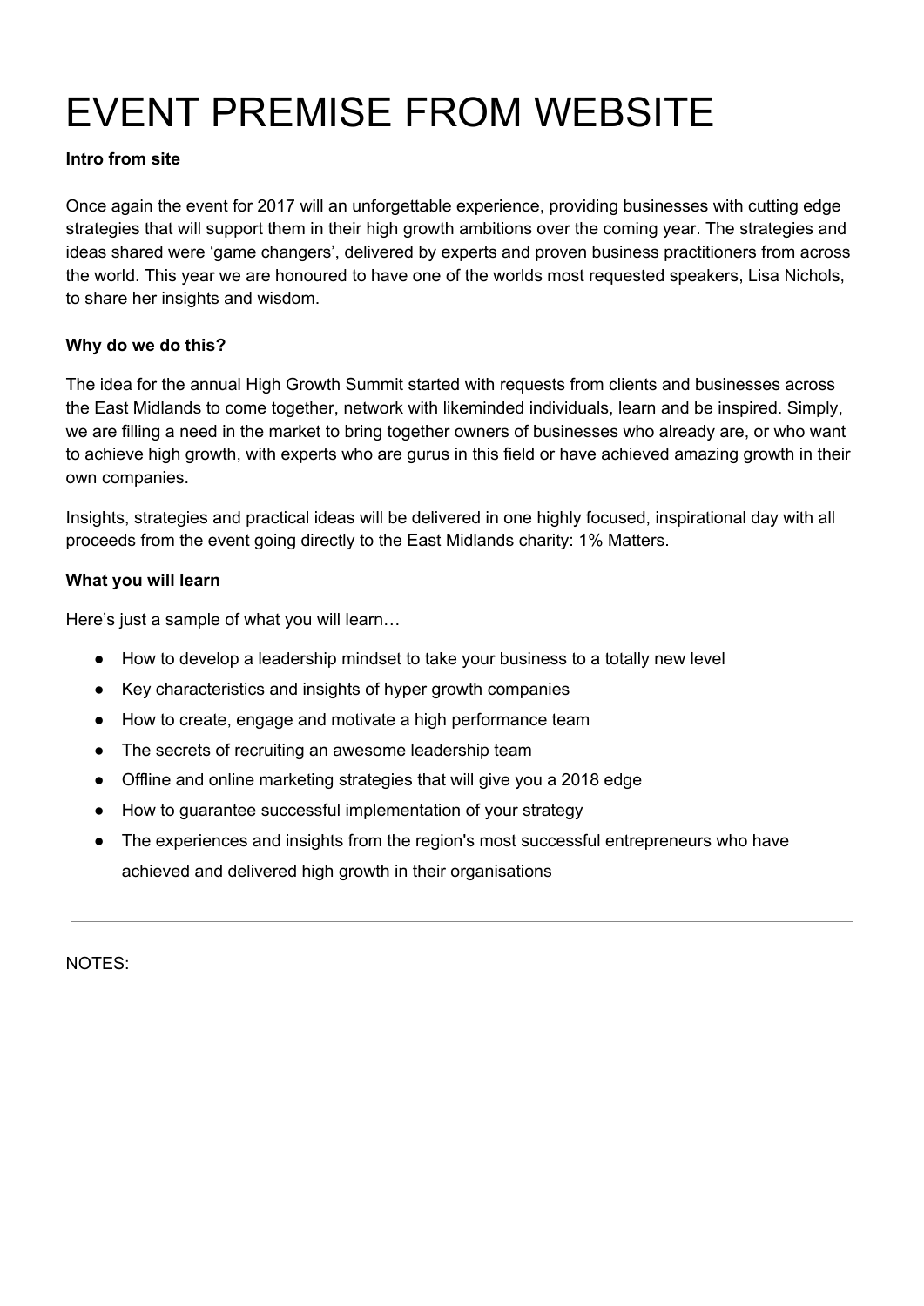# EVENT PREMISE FROM WEBSITE

**Intro from site**

Once again the event for 2017 will an unforgettable experience, providing businesses with cutting edge strategies that will support them in their high growth ambitions over the coming year. The strategies and ideas shared were 'game changers', delivered by experts and proven business practitioners from across the world. This year we are honoured to have one of the worlds most requested speakers, Lisa Nichols, to share her insights and wisdom.

**Why do we do this?**

The idea for the annual High Growth Summit started with requests from clients and businesses across the East Midlands to come together, network with likeminded individuals, learn and be inspired. Simply, we are filling a need in the market to bring together owners of businesses who already are, or who want to achieve high growth, with experts who are gurus in this field or have achieved amazing growth in their own companies.

Insights, strategies and practical ideas will be delivered in one highly focused, inspirational day with all proceeds from the event going directly to the East Midlands charity: 1% Matters.

**What you will learn**

Here's just a sample of what you will learn…

- How to develop a leadership mindset to take your business to a totally new level
- Key characteristics and insights of hyper growth companies
- How to create, engage and motivate a high performance team
- The secrets of recruiting an awesome leadership team
- Offline and online marketing strategies that will give you a 2018 edge
- How to guarantee successful implementation of your strategy
- The experiences and insights from the region's most successful entrepreneurs who have achieved and delivered high growth in their organisations

---

NOTES: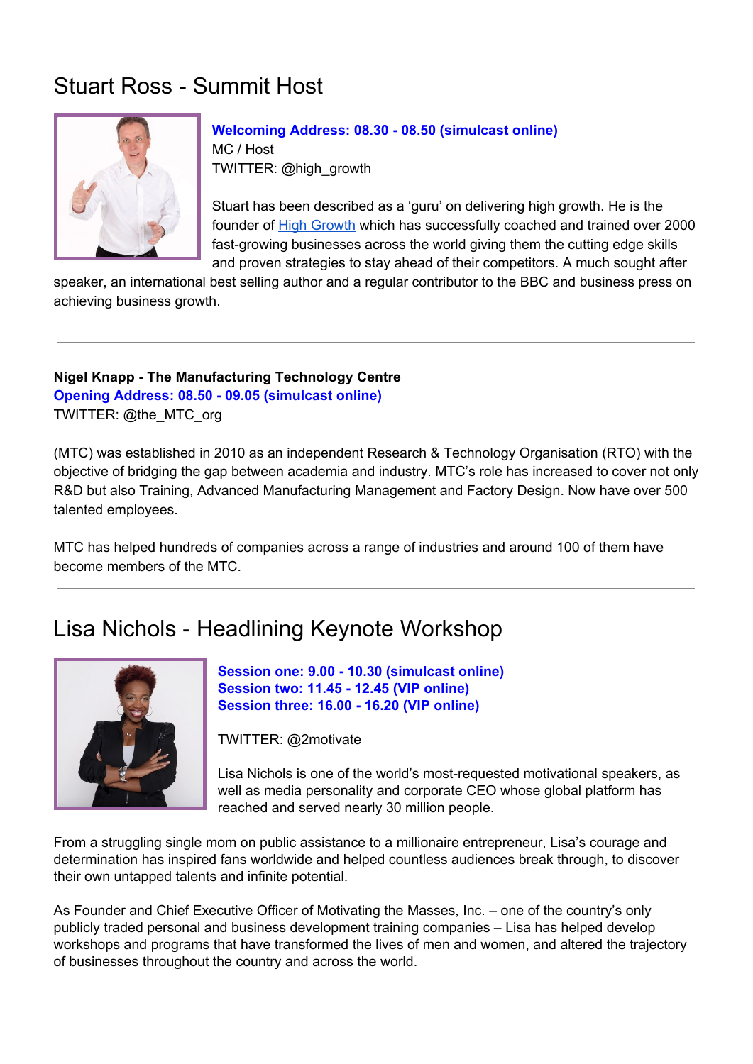# Stuart Ross - Summit Host

**Welcoming Address: 08.30 - 08.50 (simulcast online)**
MC / Host
TWITTER: @high_growth

Stuart has been described as a 'guru' on delivering high growth. He is the founder of High Growth which has successfully coached and trained over 2000 fast-growing businesses across the world giving them the cutting edge skills and proven strategies to stay ahead of their competitors. A much sought after speaker, an international best selling author and a regular contributor to the BBC and business press on achieving business growth.

---

**Nigel Knapp - The Manufacturing Technology Centre**
**Opening Address: 08.50 - 09.05 (simulcast online)**
TWITTER: @the_MTC_org

(MTC) was established in 2010 as an independent Research & Technology Organisation (RTO) with the objective of bridging the gap between academia and industry. MTC's role has increased to cover not only R&D but also Training, Advanced Manufacturing Management and Factory Design. Now have over 500 talented employees.

MTC has helped hundreds of companies across a range of industries and around 100 of them have become members of the MTC.

---

# Lisa Nichols - Headlining Keynote Workshop

**Session one: 9.00 - 10.30 (simulcast online)**
**Session two: 11.45 - 12.45 (VIP online)**
**Session three: 16.00 - 16.20 (VIP online)**

TWITTER: @2motivate

Lisa Nichols is one of the world's most-requested motivational speakers, as well as media personality and corporate CEO whose global platform has reached and served nearly 30 million people.

From a struggling single mom on public assistance to a millionaire entrepreneur, Lisa's courage and determination has inspired fans worldwide and helped countless audiences break through, to discover their own untapped talents and infinite potential.

As Founder and Chief Executive Officer of Motivating the Masses, Inc. – one of the country's only publicly traded personal and business development training companies – Lisa has helped develop workshops and programs that have transformed the lives of men and women, and altered the trajectory of businesses throughout the country and across the world.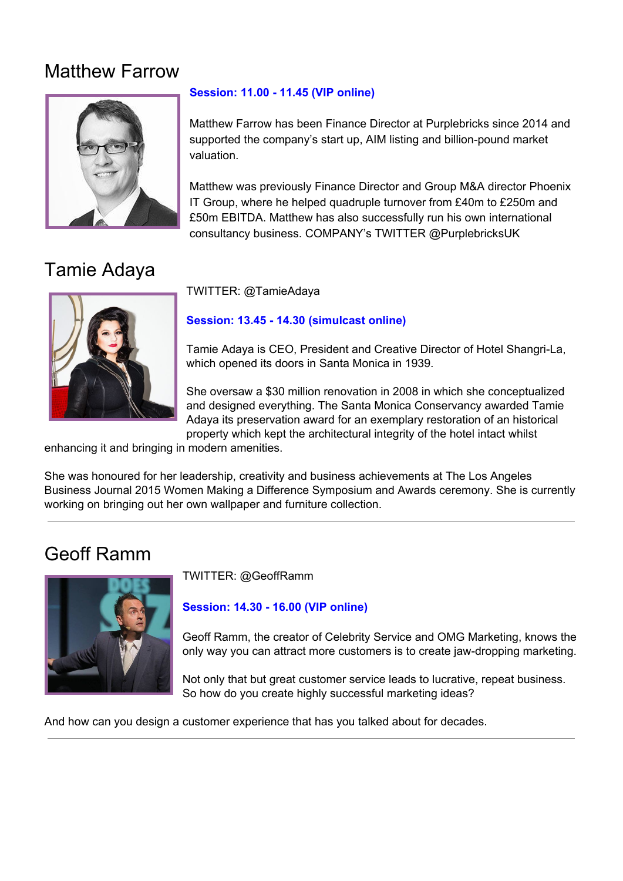## Matthew Farrow

**Session: 11.00 - 11.45 (VIP online)**

Matthew Farrow has been Finance Director at Purplebricks since 2014 and supported the company's start up, AIM listing and billion-pound market valuation.

Matthew was previously Finance Director and Group M&A director Phoenix IT Group, where he helped quadruple turnover from £40m to £250m and £50m EBITDA. Matthew has also successfully run his own international consultancy business. COMPANY's TWITTER @PurplebricksUK

## Tamie Adaya

TWITTER: @TamieAdaya

**Session: 13.45 - 14.30 (simulcast online)**

Tamie Adaya is CEO, President and Creative Director of Hotel Shangri-La, which opened its doors in Santa Monica in 1939.

She oversaw a $30 million renovation in 2008 in which she conceptualized and designed everything. The Santa Monica Conservancy awarded Tamie Adaya its preservation award for an exemplary restoration of an historical property which kept the architectural integrity of the hotel intact whilst enhancing it and bringing in modern amenities.

She was honoured for her leadership, creativity and business achievements at The Los Angeles Business Journal 2015 Women Making a Difference Symposium and Awards ceremony. She is currently working on bringing out her own wallpaper and furniture collection.

---

## Geoff Ramm

TWITTER: @GeoffRamm

**Session: 14.30 - 16.00 (VIP online)**

Geoff Ramm, the creator of Celebrity Service and OMG Marketing, knows the only way you can attract more customers is to create jaw-dropping marketing.

Not only that but great customer service leads to lucrative, repeat business. So how do you create highly successful marketing ideas?

And how can you design a customer experience that has you talked about for decades.

---